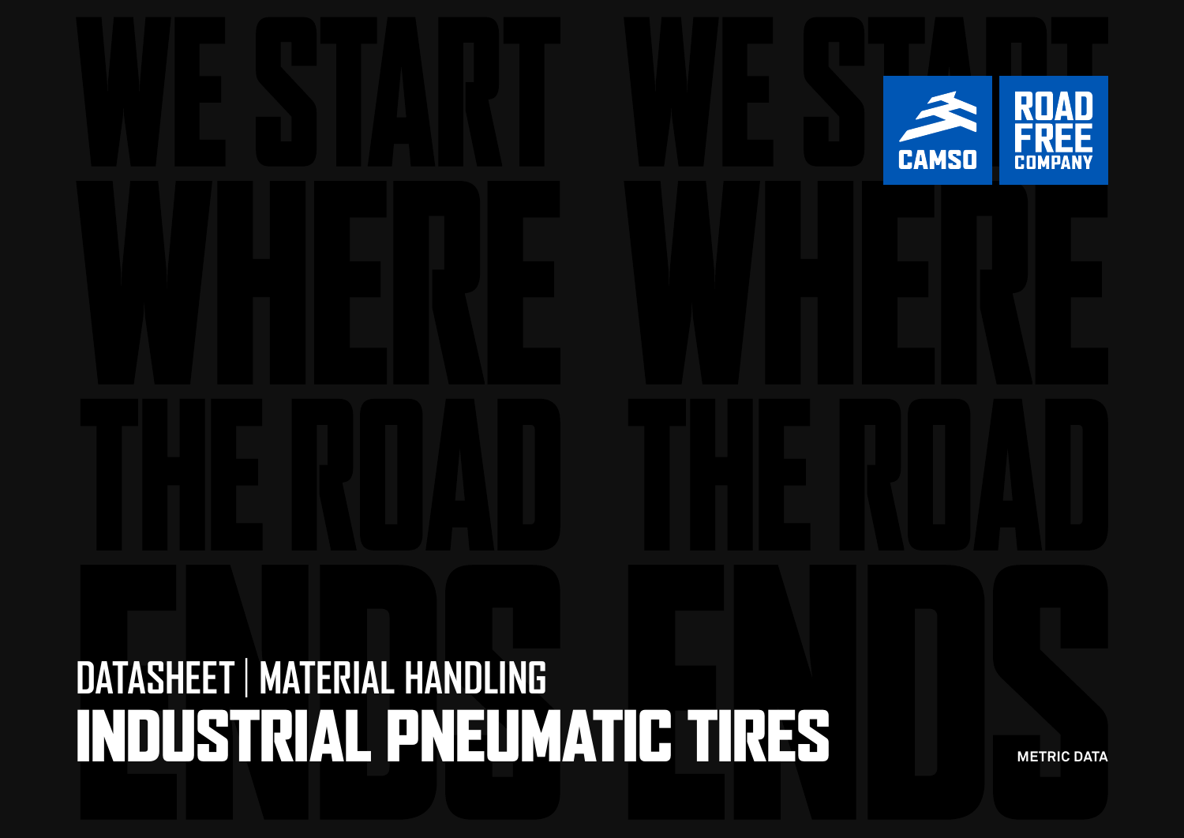WE START WHERE THE ROAD ENDS

CAMSO

ROAD FREE COMPANY

DATASHEET | MATERIAL HANDLING

# INDUSTRIAL PNEUMATIC TIRES

METRIC DATA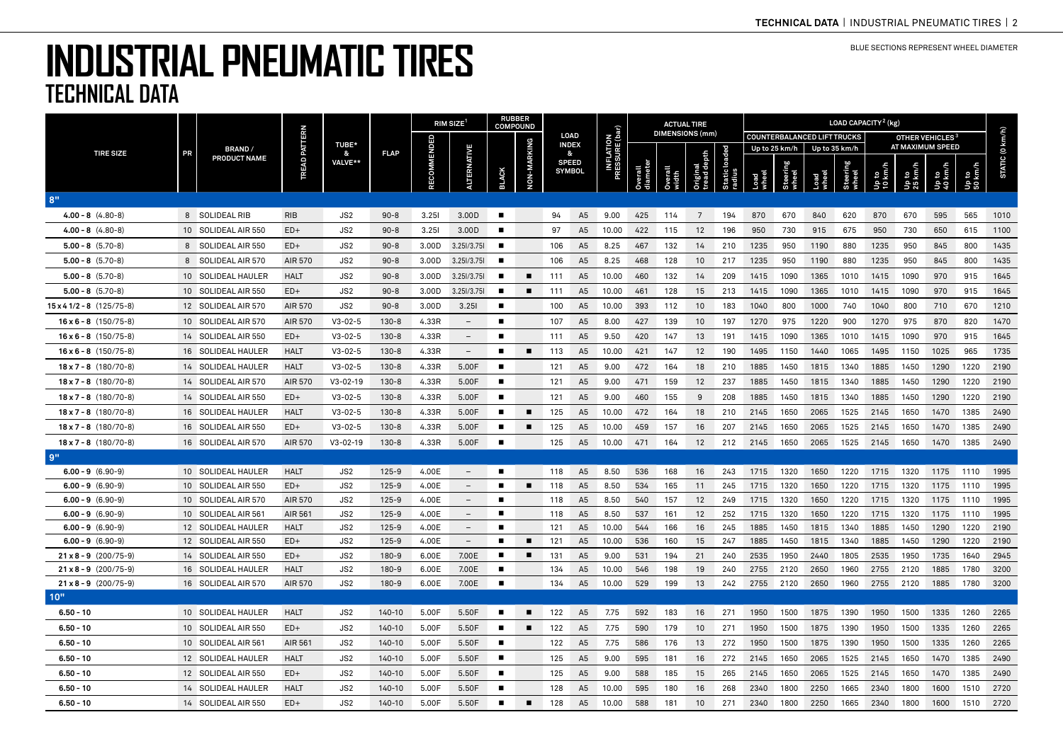# INDUSTRIAL PNEUMATIC TIRES

## TECHNICAL DATA

BLUE SECTIONS REPRESENT WHEEL DIAMETER

| TIRE SIZE | PR | BRAND / PRODUCT NAME | TREAD PATTERN | TUBE* & VALVE** | FLAP | RIM SIZE[1] | | RUBBER COMPOUND | | LOAD INDEX & SPEED SYMBOL | | INFLATION PRESSURE (bar) | ACTUAL TIRE DIMENSIONS (mm) | | | | LOAD CAPACITY[2] (kg) | | | | | | | | STATIC (0 km/h) |
|---|---|---|---|---|---|---|---|---|---|---|---|---|---|---|---|---|---|---|---|---|---|---|---|---|---|
| | | | | | | | | | | | | | | | | | COUNTERBALANCED LIFT TRUCKS | | | | OTHER VEHICLES[3] AT MAXIMUM SPEED | | | | |
| | | | | | | | | | | | | | | | | | Up to 25 km/h | | Up to 35 km/h | | | | | | |
| | | | | | | RECOMMENDED | ALTERNATIVE | BLACK | NON-MARKING | | | | Overall diameter | Overall width | Original tread depth | Static loaded radius | Load wheel | Steering wheel | Load wheel | Steering wheel | Up to 10 km/h | Up to 25 km/h | Up to 40 km/h | Up to 50 km/h | |
| **8"** | | | | | | | | | | | | | | | | | | | | | | | | | |
| **4.00 - 8** (4.80-8) | 8 | SOLIDEAL RIB | RIB | JS2 | 90-8 | 3.25I | 3.00D | ■ | | 94 | A5 | 9.00 | 425 | 114 | 7 | 194 | 870 | 670 | 840 | 620 | 870 | 670 | 595 | 565 | 1010 |
| **4.00 - 8** (4.80-8) | 10 | SOLIDEAL AIR 550 | ED+ | JS2 | 90-8 | 3.25I | 3.00D | ■ | | 97 | A5 | 10.00 | 422 | 115 | 12 | 196 | 950 | 730 | 915 | 675 | 950 | 730 | 650 | 615 | 1100 |
| **5.00 - 8** (5.70-8) | 8 | SOLIDEAL AIR 550 | ED+ | JS2 | 90-8 | 3.00D | 3.25I/3.75I | ■ | | 106 | A5 | 8.25 | 467 | 132 | 14 | 210 | 1235 | 950 | 1190 | 880 | 1235 | 950 | 845 | 800 | 1435 |
| **5.00 - 8** (5.70-8) | 8 | SOLIDEAL AIR 570 | AIR 570 | JS2 | 90-8 | 3.00D | 3.25I/3.75I | ■ | | 106 | A5 | 8.25 | 468 | 128 | 10 | 217 | 1235 | 950 | 1190 | 880 | 1235 | 950 | 845 | 800 | 1435 |
| **5.00 - 8** (5.70-8) | 10 | SOLIDEAL HAULER | HALT | JS2 | 90-8 | 3.00D | 3.25I/3.75I | ■ | ■ | 111 | A5 | 10.00 | 460 | 132 | 14 | 209 | 1415 | 1090 | 1365 | 1010 | 1415 | 1090 | 970 | 915 | 1645 |
| **5.00 - 8** (5.70-8) | 10 | SOLIDEAL AIR 550 | ED+ | JS2 | 90-8 | 3.00D | 3.25I/3.75I | ■ | ■ | 111 | A5 | 10.00 | 461 | 128 | 15 | 213 | 1415 | 1090 | 1365 | 1010 | 1415 | 1090 | 970 | 915 | 1645 |
| **15 x 4 1/2 - 8** (125/75-8) | 12 | SOLIDEAL AIR 570 | AIR 570 | JS2 | 90-8 | 3.00D | 3.25I | ■ | | 100 | A5 | 10.00 | 393 | 112 | 10 | 183 | 1040 | 800 | 1000 | 740 | 1040 | 800 | 710 | 670 | 1210 |
| **16 x 6 - 8** (150/75-8) | 10 | SOLIDEAL AIR 570 | AIR 570 | V3-02-5 | 130-8 | 4.33R | – | ■ | | 107 | A5 | 8.00 | 427 | 139 | 10 | 197 | 1270 | 975 | 1220 | 900 | 1270 | 975 | 870 | 820 | 1470 |
| **16 x 6 - 8** (150/75-8) | 14 | SOLIDEAL AIR 550 | ED+ | V3-02-5 | 130-8 | 4.33R | – | ■ | | 111 | A5 | 9.50 | 420 | 147 | 13 | 191 | 1415 | 1090 | 1365 | 1010 | 1415 | 1090 | 970 | 915 | 1645 |
| **16 x 6 - 8** (150/75-8) | 16 | SOLIDEAL HAULER | HALT | V3-02-5 | 130-8 | 4.33R | – | ■ | ■ | 113 | A5 | 10.00 | 421 | 147 | 12 | 190 | 1495 | 1150 | 1440 | 1065 | 1495 | 1150 | 1025 | 965 | 1735 |
| **18 x 7 - 8** (180/70-8) | 14 | SOLIDEAL HAULER | HALT | V3-02-5 | 130-8 | 4.33R | 5.00F | ■ | | 121 | A5 | 9.00 | 472 | 164 | 18 | 210 | 1885 | 1450 | 1815 | 1340 | 1885 | 1450 | 1290 | 1220 | 2190 |
| **18 x 7 - 8** (180/70-8) | 14 | SOLIDEAL AIR 570 | AIR 570 | V3-02-19 | 130-8 | 4.33R | 5.00F | ■ | | 121 | A5 | 9.00 | 471 | 159 | 12 | 237 | 1885 | 1450 | 1815 | 1340 | 1885 | 1450 | 1290 | 1220 | 2190 |
| **18 x 7 - 8** (180/70-8) | 14 | SOLIDEAL AIR 550 | ED+ | V3-02-5 | 130-8 | 4.33R | 5.00F | ■ | | 121 | A5 | 9.00 | 460 | 155 | 9 | 208 | 1885 | 1450 | 1815 | 1340 | 1885 | 1450 | 1290 | 1220 | 2190 |
| **18 x 7 - 8** (180/70-8) | 16 | SOLIDEAL HAULER | HALT | V3-02-5 | 130-8 | 4.33R | 5.00F | ■ | ■ | 125 | A5 | 10.00 | 472 | 164 | 18 | 210 | 2145 | 1650 | 2065 | 1525 | 2145 | 1650 | 1470 | 1385 | 2490 |
| **18 x 7 - 8** (180/70-8) | 16 | SOLIDEAL AIR 550 | ED+ | V3-02-5 | 130-8 | 4.33R | 5.00F | ■ | ■ | 125 | A5 | 10.00 | 459 | 157 | 16 | 207 | 2145 | 1650 | 2065 | 1525 | 2145 | 1650 | 1470 | 1385 | 2490 |
| **18 x 7 - 8** (180/70-8) | 16 | SOLIDEAL AIR 570 | AIR 570 | V3-02-19 | 130-8 | 4.33R | 5.00F | ■ | | 125 | A5 | 10.00 | 471 | 164 | 12 | 212 | 2145 | 1650 | 2065 | 1525 | 2145 | 1650 | 1470 | 1385 | 2490 |
| **9"** | | | | | | | | | | | | | | | | | | | | | | | | | |
| **6.00 - 9** (6.90-9) | 10 | SOLIDEAL HAULER | HALT | JS2 | 125-9 | 4.00E | – | ■ | | 118 | A5 | 8.50 | 536 | 168 | 16 | 243 | 1715 | 1320 | 1650 | 1220 | 1715 | 1320 | 1175 | 1110 | 1995 |
| **6.00 - 9** (6.90-9) | 10 | SOLIDEAL AIR 550 | ED+ | JS2 | 125-9 | 4.00E | – | ■ | ■ | 118 | A5 | 8.50 | 534 | 165 | 11 | 245 | 1715 | 1320 | 1650 | 1220 | 1715 | 1320 | 1175 | 1110 | 1995 |
| **6.00 - 9** (6.90-9) | 10 | SOLIDEAL AIR 570 | AIR 570 | JS2 | 125-9 | 4.00E | – | ■ | | 118 | A5 | 8.50 | 540 | 157 | 12 | 249 | 1715 | 1320 | 1650 | 1220 | 1715 | 1320 | 1175 | 1110 | 1995 |
| **6.00 - 9** (6.90-9) | 10 | SOLIDEAL AIR 561 | AIR 561 | JS2 | 125-9 | 4.00E | – | ■ | | 118 | A5 | 8.50 | 537 | 161 | 12 | 252 | 1715 | 1320 | 1650 | 1220 | 1715 | 1320 | 1175 | 1110 | 1995 |
| **6.00 - 9** (6.90-9) | 12 | SOLIDEAL HAULER | HALT | JS2 | 125-9 | 4.00E | – | ■ | | 121 | A5 | 10.00 | 544 | 166 | 16 | 245 | 1885 | 1450 | 1815 | 1340 | 1885 | 1450 | 1290 | 1220 | 2190 |
| **6.00 - 9** (6.90-9) | 12 | SOLIDEAL AIR 550 | ED+ | JS2 | 125-9 | 4.00E | – | ■ | ■ | 121 | A5 | 10.00 | 536 | 160 | 15 | 247 | 1885 | 1450 | 1815 | 1340 | 1885 | 1450 | 1290 | 1220 | 2190 |
| **21 x 8 - 9** (200/75-9) | 14 | SOLIDEAL AIR 550 | ED+ | JS2 | 180-9 | 6.00E | 7.00E | ■ | ■ | 131 | A5 | 9.00 | 531 | 194 | 21 | 240 | 2535 | 1950 | 2440 | 1805 | 2535 | 1950 | 1735 | 1640 | 2945 |
| **21 x 8 - 9** (200/75-9) | 16 | SOLIDEAL HAULER | HALT | JS2 | 180-9 | 6.00E | 7.00E | ■ | | 134 | A5 | 10.00 | 546 | 198 | 19 | 240 | 2755 | 2120 | 2650 | 1960 | 2755 | 2120 | 1885 | 1780 | 3200 |
| **21 x 8 - 9** (200/75-9) | 16 | SOLIDEAL AIR 570 | AIR 570 | JS2 | 180-9 | 6.00E | 7.00E | ■ | | 134 | A5 | 10.00 | 529 | 199 | 13 | 242 | 2755 | 2120 | 2650 | 1960 | 2755 | 2120 | 1885 | 1780 | 3200 |
| **10"** | | | | | | | | | | | | | | | | | | | | | | | | | |
| **6.50 - 10** | 10 | SOLIDEAL HAULER | HALT | JS2 | 140-10 | 5.00F | 5.50F | ■ | ■ | 122 | A5 | 7.75 | 592 | 183 | 16 | 271 | 1950 | 1500 | 1875 | 1390 | 1950 | 1500 | 1335 | 1260 | 2265 |
| **6.50 - 10** | 10 | SOLIDEAL AIR 550 | ED+ | JS2 | 140-10 | 5.00F | 5.50F | ■ | ■ | 122 | A5 | 7.75 | 590 | 179 | 10 | 271 | 1950 | 1500 | 1875 | 1390 | 1950 | 1500 | 1335 | 1260 | 2265 |
| **6.50 - 10** | 10 | SOLIDEAL AIR 561 | AIR 561 | JS2 | 140-10 | 5.00F | 5.50F | ■ | | 122 | A5 | 7.75 | 586 | 176 | 13 | 272 | 1950 | 1500 | 1875 | 1390 | 1950 | 1500 | 1335 | 1260 | 2265 |
| **6.50 - 10** | 12 | SOLIDEAL HAULER | HALT | JS2 | 140-10 | 5.00F | 5.50F | ■ | | 125 | A5 | 9.00 | 595 | 181 | 16 | 272 | 2145 | 1650 | 2065 | 1525 | 2145 | 1650 | 1470 | 1385 | 2490 |
| **6.50 - 10** | 12 | SOLIDEAL AIR 550 | ED+ | JS2 | 140-10 | 5.00F | 5.50F | ■ | | 125 | A5 | 9.00 | 588 | 185 | 15 | 265 | 2145 | 1650 | 2065 | 1525 | 2145 | 1650 | 1470 | 1385 | 2490 |
| **6.50 - 10** | 14 | SOLIDEAL HAULER | HALT | JS2 | 140-10 | 5.00F | 5.50F | ■ | | 128 | A5 | 10.00 | 595 | 180 | 16 | 268 | 2340 | 1800 | 2250 | 1665 | 2340 | 1800 | 1600 | 1510 | 2720 |
| **6.50 - 10** | 14 | SOLIDEAL AIR 550 | ED+ | JS2 | 140-10 | 5.00F | 5.50F | ■ | ■ | 128 | A5 | 10.00 | 588 | 181 | 10 | 271 | 2340 | 1800 | 2250 | 1665 | 2340 | 1800 | 1600 | 1510 | 2720 |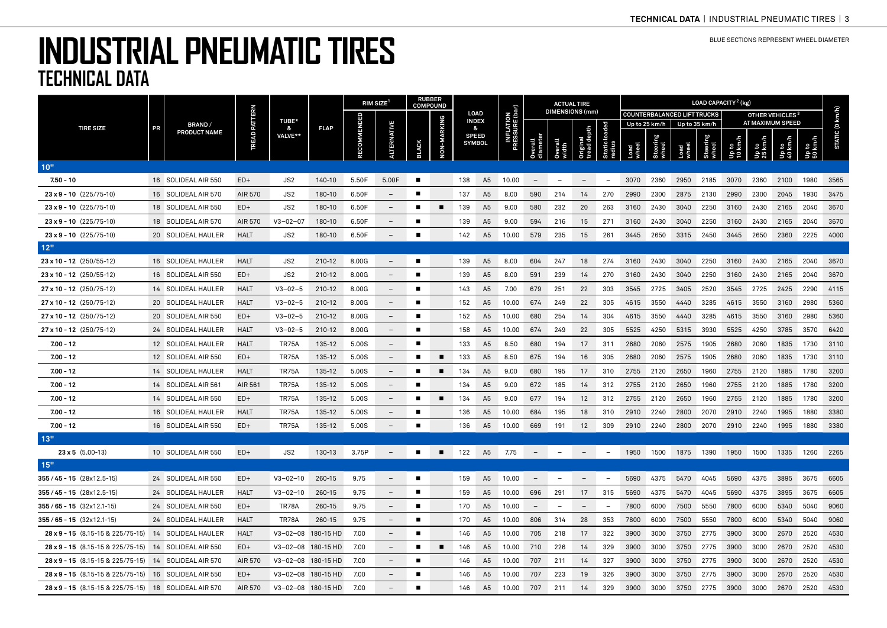# INDUSTRIAL PNEUMATIC TIRES
## TECHNICAL DATA

BLUE SECTIONS REPRESENT WHEEL DIAMETER

| TIRE SIZE | PR | BRAND / PRODUCT NAME | TREAD PATTERN | TUBE* & VALVE** | FLAP | RIM SIZE[1] | | RUBBER COMPOUND | | LOAD INDEX & SPEED SYMBOL | | INFLATION PRESSURE (bar) | ACTUAL TIRE DIMENSIONS (mm) | | | | LOAD CAPACITY[2] (kg) | | | | | | | | STATIC (0 km/h) |
|---|---|---|---|---|---|---|---|---|---|---|---|---|---|---|---|---|---|---|---|---|---|---|---|---|---|
| | | | | | | | | | | | | | | | | | COUNTERBALANCED LIFT TRUCKS | | | | OTHER VEHICLES[3] AT MAXIMUM SPEED | | | | |
| | | | | | | | | | | | | | | | | | Up to 25 km/h | | Up to 35 km/h | | | | | | |
| | | | | | | RECOMMENDED | ALTERNATIVE | BLACK | NON-MARKING | | | | Overall diameter | Overall width | Original tread depth | Static loaded radius | Load wheel | Steering wheel | Load wheel | Steering wheel | Up to 10 km/h | Up to 25 km/h | Up to 40 km/h | Up to 50 km/h | |
| **10"** | | | | | | | | | | | | | | | | | | | | | | | | | |
| **7.50 - 10** | 16 | SOLIDEAL AIR 550 | ED+ | JS2 | 140-10 | 5.50F | 5.00F | ■ | | 138 | A5 | 10.00 | – | – | – | – | 3070 | 2360 | 2950 | 2185 | 3070 | 2360 | 2100 | 1980 | 3565 |
| **23 x 9 - 10** (225/75-10) | 16 | SOLIDEAL AIR 570 | AIR 570 | JS2 | 180-10 | 6.50F | – | ■ | | 137 | A5 | 8.00 | 590 | 214 | 14 | 270 | 2990 | 2300 | 2875 | 2130 | 2990 | 2300 | 2045 | 1930 | 3475 |
| **23 x 9 - 10** (225/75-10) | 18 | SOLIDEAL AIR 550 | ED+ | JS2 | 180-10 | 6.50F | – | ■ | ■ | 139 | A5 | 9.00 | 580 | 232 | 20 | 263 | 3160 | 2430 | 3040 | 2250 | 3160 | 2430 | 2165 | 2040 | 3670 |
| **23 x 9 - 10** (225/75-10) | 18 | SOLIDEAL AIR 570 | AIR 570 | V3-02-07 | 180-10 | 6.50F | – | ■ | | 139 | A5 | 9.00 | 594 | 216 | 15 | 271 | 3160 | 2430 | 3040 | 2250 | 3160 | 2430 | 2165 | 2040 | 3670 |
| **23 x 9 - 10** (225/75-10) | 20 | SOLIDEAL HAULER | HALT | JS2 | 180-10 | 6.50F | – | ■ | | 142 | A5 | 10.00 | 579 | 235 | 15 | 261 | 3445 | 2650 | 3315 | 2450 | 3445 | 2650 | 2360 | 2225 | 4000 |
| **12"** | | | | | | | | | | | | | | | | | | | | | | | | | |
| **23 x 10 - 12** (250/55-12) | 16 | SOLIDEAL HAULER | HALT | JS2 | 210-12 | 8.00G | – | ■ | | 139 | A5 | 8.00 | 604 | 247 | 18 | 274 | 3160 | 2430 | 3040 | 2250 | 3160 | 2430 | 2165 | 2040 | 3670 |
| **23 x 10 - 12** (250/55-12) | 16 | SOLIDEAL AIR 550 | ED+ | JS2 | 210-12 | 8.00G | – | ■ | | 139 | A5 | 8.00 | 591 | 239 | 14 | 270 | 3160 | 2430 | 3040 | 2250 | 3160 | 2430 | 2165 | 2040 | 3670 |
| **27 x 10 - 12** (250/75-12) | 14 | SOLIDEAL HAULER | HALT | V3-02-5 | 210-12 | 8.00G | – | ■ | | 143 | A5 | 7.00 | 679 | 251 | 22 | 303 | 3545 | 2725 | 3405 | 2520 | 3545 | 2725 | 2425 | 2290 | 4115 |
| **27 x 10 - 12** (250/75-12) | 20 | SOLIDEAL HAULER | HALT | V3-02-5 | 210-12 | 8.00G | – | ■ | | 152 | A5 | 10.00 | 674 | 249 | 22 | 305 | 4615 | 3550 | 4440 | 3285 | 4615 | 3550 | 3160 | 2980 | 5360 |
| **27 x 10 - 12** (250/75-12) | 20 | SOLIDEAL AIR 550 | ED+ | V3-02-5 | 210-12 | 8.00G | – | ■ | | 152 | A5 | 10.00 | 680 | 254 | 14 | 304 | 4615 | 3550 | 4440 | 3285 | 4615 | 3550 | 3160 | 2980 | 5360 |
| **27 x 10 - 12** (250/75-12) | 24 | SOLIDEAL HAULER | HALT | V3-02-5 | 210-12 | 8.00G | – | ■ | | 158 | A5 | 10.00 | 674 | 249 | 22 | 305 | 5525 | 4250 | 5315 | 3930 | 5525 | 4250 | 3785 | 3570 | 6420 |
| **7.00 - 12** | 12 | SOLIDEAL HAULER | HALT | TR75A | 135-12 | 5.00S | – | ■ | | 133 | A5 | 8.50 | 680 | 194 | 17 | 311 | 2680 | 2060 | 2575 | 1905 | 2680 | 2060 | 1835 | 1730 | 3110 |
| **7.00 - 12** | 12 | SOLIDEAL AIR 550 | ED+ | TR75A | 135-12 | 5.00S | – | ■ | ■ | 133 | A5 | 8.50 | 675 | 194 | 16 | 305 | 2680 | 2060 | 2575 | 1905 | 2680 | 2060 | 1835 | 1730 | 3110 |
| **7.00 - 12** | 14 | SOLIDEAL HAULER | HALT | TR75A | 135-12 | 5.00S | – | ■ | ■ | 134 | A5 | 9.00 | 680 | 195 | 17 | 310 | 2755 | 2120 | 2650 | 1960 | 2755 | 2120 | 1885 | 1780 | 3200 |
| **7.00 - 12** | 14 | SOLIDEAL AIR 561 | AIR 561 | TR75A | 135-12 | 5.00S | – | ■ | | 134 | A5 | 9.00 | 672 | 185 | 14 | 312 | 2755 | 2120 | 2650 | 1960 | 2755 | 2120 | 1885 | 1780 | 3200 |
| **7.00 - 12** | 14 | SOLIDEAL AIR 550 | ED+ | TR75A | 135-12 | 5.00S | – | ■ | ■ | 134 | A5 | 9.00 | 677 | 194 | 12 | 312 | 2755 | 2120 | 2650 | 1960 | 2755 | 2120 | 1885 | 1780 | 3200 |
| **7.00 - 12** | 16 | SOLIDEAL HAULER | HALT | TR75A | 135-12 | 5.00S | – | ■ | | 136 | A5 | 10.00 | 684 | 195 | 18 | 310 | 2910 | 2240 | 2800 | 2070 | 2910 | 2240 | 1995 | 1880 | 3380 |
| **7.00 - 12** | 16 | SOLIDEAL AIR 550 | ED+ | TR75A | 135-12 | 5.00S | – | ■ | | 136 | A5 | 10.00 | 669 | 191 | 12 | 309 | 2910 | 2240 | 2800 | 2070 | 2910 | 2240 | 1995 | 1880 | 3380 |
| **13"** | | | | | | | | | | | | | | | | | | | | | | | | | |
| **23 x 5** (5.00-13) | 10 | SOLIDEAL AIR 550 | ED+ | JS2 | 130-13 | 3.75P | – | ■ | ■ | 122 | A5 | 7.75 | – | – | – | – | 1950 | 1500 | 1875 | 1390 | 1950 | 1500 | 1335 | 1260 | 2265 |
| **15"** | | | | | | | | | | | | | | | | | | | | | | | | | |
| **355 / 45 - 15** (28x12.5-15) | 24 | SOLIDEAL AIR 550 | ED+ | V3-02-10 | 260-15 | 9.75 | – | ■ | | 159 | A5 | 10.00 | – | – | – | – | 5690 | 4375 | 5470 | 4045 | 5690 | 4375 | 3895 | 3675 | 6605 |
| **355 / 45 - 15** (28x12.5-15) | 24 | SOLIDEAL HAULER | HALT | V3-02-10 | 260-15 | 9.75 | – | ■ | | 159 | A5 | 10.00 | 696 | 291 | 17 | 315 | 5690 | 4375 | 5470 | 4045 | 5690 | 4375 | 3895 | 3675 | 6605 |
| **355 / 65 - 15** (32x12.1-15) | 24 | SOLIDEAL AIR 550 | ED+ | TR78A | 260-15 | 9.75 | – | ■ | | 170 | A5 | 10.00 | – | – | – | – | 7800 | 6000 | 7500 | 5550 | 7800 | 6000 | 5340 | 5040 | 9060 |
| **355 / 65 - 15** (32x12.1-15) | 24 | SOLIDEAL HAULER | HALT | TR78A | 260-15 | 9.75 | – | ■ | | 170 | A5 | 10.00 | 806 | 314 | 28 | 353 | 7800 | 6000 | 7500 | 5550 | 7800 | 6000 | 5340 | 5040 | 9060 |
| **28 x 9 - 15** (8.15-15 & 225/75-15) | 14 | SOLIDEAL HAULER | HALT | V3-02-08 | 180-15 HD | 7.00 | – | ■ | | 146 | A5 | 10.00 | 705 | 218 | 17 | 322 | 3900 | 3000 | 3750 | 2775 | 3900 | 3000 | 2670 | 2520 | 4530 |
| **28 x 9 - 15** (8.15-15 & 225/75-15) | 14 | SOLIDEAL AIR 550 | ED+ | V3-02-08 | 180-15 HD | 7.00 | – | ■ | ■ | 146 | A5 | 10.00 | 710 | 226 | 14 | 329 | 3900 | 3000 | 3750 | 2775 | 3900 | 3000 | 2670 | 2520 | 4530 |
| **28 x 9 - 15** (8.15-15 & 225/75-15) | 14 | SOLIDEAL AIR 570 | AIR 570 | V3-02-08 | 180-15 HD | 7.00 | – | ■ | | 146 | A5 | 10.00 | 707 | 211 | 14 | 327 | 3900 | 3000 | 3750 | 2775 | 3900 | 3000 | 2670 | 2520 | 4530 |
| **28 x 9 - 15** (8.15-15 & 225/75-15) | 16 | SOLIDEAL AIR 550 | ED+ | V3-02-08 | 180-15 HD | 7.00 | – | ■ | | 146 | A5 | 10.00 | 707 | 223 | 19 | 326 | 3900 | 3000 | 3750 | 2775 | 3900 | 3000 | 2670 | 2520 | 4530 |
| **28 x 9 - 15** (8.15-15 & 225/75-15) | 18 | SOLIDEAL AIR 570 | AIR 570 | V3-02-08 | 180-15 HD | 7.00 | – | ■ | | 146 | A5 | 10.00 | 707 | 211 | 14 | 329 | 3900 | 3000 | 3750 | 2775 | 3900 | 3000 | 2670 | 2520 | 4530 |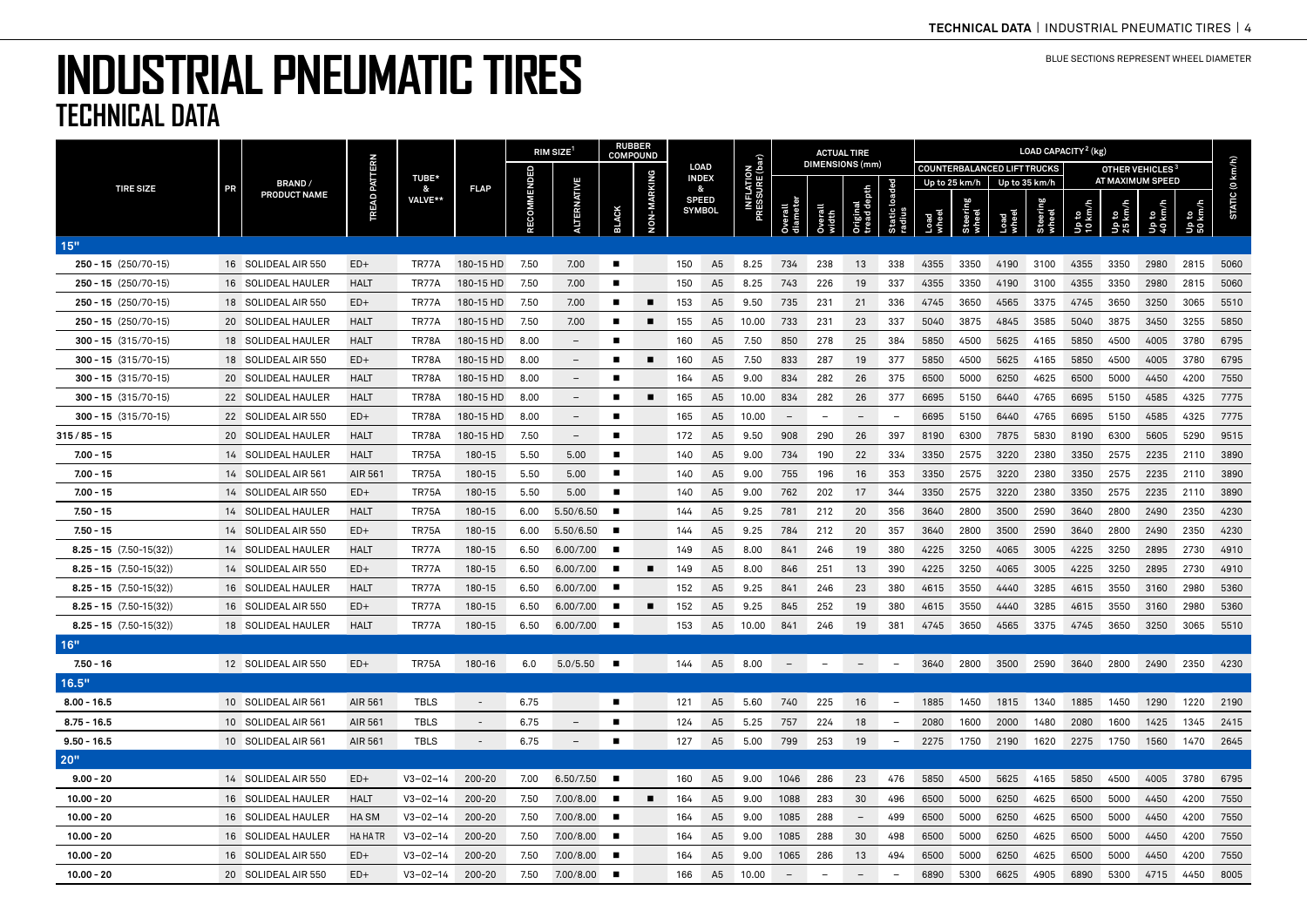# INDUSTRIAL PNEUMATIC TIRES

## TECHNICAL DATA

BLUE SECTIONS REPRESENT WHEEL DIAMETER

| TIRE SIZE | PR | BRAND / PRODUCT NAME | TREAD PATTERN | TUBE* & VALVE** | FLAP | RIM SIZE[1] | | RUBBER COMPOUND | | LOAD INDEX & SPEED SYMBOL | | INFLATION PRESSURE (bar) | ACTUAL TIRE DIMENSIONS (mm) | | | | LOAD CAPACITY[2] (kg) | | | | | | | | |
|---|---|---|---|---|---|---|---|---|---|---|---|---|---|---|---|---|---|---|---|---|---|---|---|---|---|
| | | | | | | | | | | | | | | | | | COUNTERBALANCED LIFT TRUCKS | | | | OTHER VEHICLES[3] AT MAXIMUM SPEED | | | | STATIC (0 km/h) |
| | | | | | | | | | | | | | | | | | Up to 25 km/h | | Up to 35 km/h | | | | | | |
| | | | | | | RECOMMENDED | ALTERNATIVE | BLACK | NON-MARKING | | | | Overall diameter | Overall width | Original tread depth | Static loaded radius | Load wheel | Steering wheel | Load wheel | Steering wheel | Up to 10 km/h | Up to 25 km/h | Up to 40 km/h | Up to 50 km/h | |
| **15"** | | | | | | | | | | | | | | | | | | | | | | | | | |
| **250 - 15** (250/70-15) | 16 | SOLIDEAL AIR 550 | ED+ | TR77A | 180-15 HD | 7.50 | 7.00 | ■ | | 150 | A5 | 8.25 | 734 | 238 | 13 | 338 | 4355 | 3350 | 4190 | 3100 | 4355 | 3350 | 2980 | 2815 | 5060 |
| **250 - 15** (250/70-15) | 16 | SOLIDEAL HAULER | HALT | TR77A | 180-15 HD | 7.50 | 7.00 | ■ | | 150 | A5 | 8.25 | 743 | 226 | 19 | 337 | 4355 | 3350 | 4190 | 3100 | 4355 | 3350 | 2980 | 2815 | 5060 |
| **250 - 15** (250/70-15) | 18 | SOLIDEAL AIR 550 | ED+ | TR77A | 180-15 HD | 7.50 | 7.00 | ■ | ■ | 153 | A5 | 9.50 | 735 | 231 | 21 | 336 | 4745 | 3650 | 4565 | 3375 | 4745 | 3650 | 3250 | 3065 | 5510 |
| **250 - 15** (250/70-15) | 20 | SOLIDEAL HAULER | HALT | TR77A | 180-15 HD | 7.50 | 7.00 | ■ | ■ | 155 | A5 | 10.00 | 733 | 231 | 23 | 337 | 5040 | 3875 | 4845 | 3585 | 5040 | 3875 | 3450 | 3255 | 5850 |
| **300 - 15** (315/70-15) | 18 | SOLIDEAL HAULER | HALT | TR78A | 180-15 HD | 8.00 | – | ■ | | 160 | A5 | 7.50 | 850 | 278 | 25 | 384 | 5850 | 4500 | 5625 | 4165 | 5850 | 4500 | 4005 | 3780 | 6795 |
| **300 - 15** (315/70-15) | 18 | SOLIDEAL AIR 550 | ED+ | TR78A | 180-15 HD | 8.00 | – | ■ | ■ | 160 | A5 | 7.50 | 833 | 287 | 19 | 377 | 5850 | 4500 | 5625 | 4165 | 5850 | 4500 | 4005 | 3780 | 6795 |
| **300 - 15** (315/70-15) | 20 | SOLIDEAL HAULER | HALT | TR78A | 180-15 HD | 8.00 | – | ■ | | 164 | A5 | 9.00 | 834 | 282 | 26 | 375 | 6500 | 5000 | 6250 | 4625 | 6500 | 5000 | 4450 | 4200 | 7550 |
| **300 - 15** (315/70-15) | 22 | SOLIDEAL HAULER | HALT | TR78A | 180-15 HD | 8.00 | – | ■ | ■ | 165 | A5 | 10.00 | 834 | 282 | 26 | 377 | 6695 | 5150 | 6440 | 4765 | 6695 | 5150 | 4585 | 4325 | 7775 |
| **300 - 15** (315/70-15) | 22 | SOLIDEAL AIR 550 | ED+ | TR78A | 180-15 HD | 8.00 | – | ■ | | 165 | A5 | 10.00 | – | – | – | – | 6695 | 5150 | 6440 | 4765 | 6695 | 5150 | 4585 | 4325 | 7775 |
| **315 / 85 - 15** | 20 | SOLIDEAL HAULER | HALT | TR78A | 180-15 HD | 7.50 | – | ■ | | 172 | A5 | 9.50 | 908 | 290 | 26 | 397 | 8190 | 6300 | 7875 | 5830 | 8190 | 6300 | 5605 | 5290 | 9515 |
| **7.00 - 15** | 14 | SOLIDEAL HAULER | HALT | TR75A | 180-15 | 5.50 | 5.00 | ■ | | 140 | A5 | 9.00 | 734 | 190 | 22 | 334 | 3350 | 2575 | 3220 | 2380 | 3350 | 2575 | 2235 | 2110 | 3890 |
| **7.00 - 15** | 14 | SOLIDEAL AIR 561 | AIR 561 | TR75A | 180-15 | 5.50 | 5.00 | ■ | | 140 | A5 | 9.00 | 755 | 196 | 16 | 353 | 3350 | 2575 | 3220 | 2380 | 3350 | 2575 | 2235 | 2110 | 3890 |
| **7.00 - 15** | 14 | SOLIDEAL AIR 550 | ED+ | TR75A | 180-15 | 5.50 | 5.00 | ■ | | 140 | A5 | 9.00 | 762 | 202 | 17 | 344 | 3350 | 2575 | 3220 | 2380 | 3350 | 2575 | 2235 | 2110 | 3890 |
| **7.50 - 15** | 14 | SOLIDEAL HAULER | HALT | TR75A | 180-15 | 6.00 | 5.50/6.50 | ■ | | 144 | A5 | 9.25 | 781 | 212 | 20 | 356 | 3640 | 2800 | 3500 | 2590 | 3640 | 2800 | 2490 | 2350 | 4230 |
| **7.50 - 15** | 14 | SOLIDEAL AIR 550 | ED+ | TR75A | 180-15 | 6.00 | 5.50/6.50 | ■ | | 144 | A5 | 9.25 | 784 | 212 | 20 | 357 | 3640 | 2800 | 3500 | 2590 | 3640 | 2800 | 2490 | 2350 | 4230 |
| **8.25 - 15** (7.50-15(32)) | 14 | SOLIDEAL HAULER | HALT | TR77A | 180-15 | 6.50 | 6.00/7.00 | ■ | | 149 | A5 | 8.00 | 841 | 246 | 19 | 380 | 4225 | 3250 | 4065 | 3005 | 4225 | 3250 | 2895 | 2730 | 4910 |
| **8.25 - 15** (7.50-15(32)) | 14 | SOLIDEAL AIR 550 | ED+ | TR77A | 180-15 | 6.50 | 6.00/7.00 | ■ | ■ | 149 | A5 | 8.00 | 846 | 251 | 13 | 390 | 4225 | 3250 | 4065 | 3005 | 4225 | 3250 | 2895 | 2730 | 4910 |
| **8.25 - 15** (7.50-15(32)) | 16 | SOLIDEAL HAULER | HALT | TR77A | 180-15 | 6.50 | 6.00/7.00 | ■ | | 152 | A5 | 9.25 | 841 | 246 | 23 | 380 | 4615 | 3550 | 4440 | 3285 | 4615 | 3550 | 3160 | 2980 | 5360 |
| **8.25 - 15** (7.50-15(32)) | 16 | SOLIDEAL AIR 550 | ED+ | TR77A | 180-15 | 6.50 | 6.00/7.00 | ■ | ■ | 152 | A5 | 9.25 | 845 | 252 | 19 | 380 | 4615 | 3550 | 4440 | 3285 | 4615 | 3550 | 3160 | 2980 | 5360 |
| **8.25 - 15** (7.50-15(32)) | 18 | SOLIDEAL HAULER | HALT | TR77A | 180-15 | 6.50 | 6.00/7.00 | ■ | | 153 | A5 | 10.00 | 841 | 246 | 19 | 381 | 4745 | 3650 | 4565 | 3375 | 4745 | 3650 | 3250 | 3065 | 5510 |
| **16"** | | | | | | | | | | | | | | | | | | | | | | | | | |
| **7.50 - 16** | 12 | SOLIDEAL AIR 550 | ED+ | TR75A | 180-16 | 6.0 | 5.0/5.50 | ■ | | 144 | A5 | 8.00 | – | – | – | – | 3640 | 2800 | 3500 | 2590 | 3640 | 2800 | 2490 | 2350 | 4230 |
| **16.5"** | | | | | | | | | | | | | | | | | | | | | | | | | |
| **8.00 - 16.5** | 10 | SOLIDEAL AIR 561 | AIR 561 | TBLS | - | 6.75 | | ■ | | 121 | A5 | 5.60 | 740 | 225 | 16 | – | 1885 | 1450 | 1815 | 1340 | 1885 | 1450 | 1290 | 1220 | 2190 |
| **8.75 - 16.5** | 10 | SOLIDEAL AIR 561 | AIR 561 | TBLS | - | 6.75 | – | ■ | | 124 | A5 | 5.25 | 757 | 224 | 18 | – | 2080 | 1600 | 2000 | 1480 | 2080 | 1600 | 1425 | 1345 | 2415 |
| **9.50 - 16.5** | 10 | SOLIDEAL AIR 561 | AIR 561 | TBLS | - | 6.75 | – | ■ | | 127 | A5 | 5.00 | 799 | 253 | 19 | – | 2275 | 1750 | 2190 | 1620 | 2275 | 1750 | 1560 | 1470 | 2645 |
| **20"** | | | | | | | | | | | | | | | | | | | | | | | | | |
| **9.00 - 20** | 14 | SOLIDEAL AIR 550 | ED+ | V3-02-14 | 200-20 | 7.00 | 6.50/7.50 | ■ | | 160 | A5 | 9.00 | 1046 | 286 | 23 | 476 | 5850 | 4500 | 5625 | 4165 | 5850 | 4500 | 4005 | 3780 | 6795 |
| **10.00 - 20** | 16 | SOLIDEAL HAULER | HALT | V3-02-14 | 200-20 | 7.50 | 7.00/8.00 | ■ | ■ | 164 | A5 | 9.00 | 1088 | 283 | 30 | 496 | 6500 | 5000 | 6250 | 4625 | 6500 | 5000 | 4450 | 4200 | 7550 |
| **10.00 - 20** | 16 | SOLIDEAL HAULER | HA SM | V3-02-14 | 200-20 | 7.50 | 7.00/8.00 | ■ | | 164 | A5 | 9.00 | 1085 | 288 | – | 499 | 6500 | 5000 | 6250 | 4625 | 6500 | 5000 | 4450 | 4200 | 7550 |
| **10.00 - 20** | 16 | SOLIDEAL HAULER | HA HA TR | V3-02-14 | 200-20 | 7.50 | 7.00/8.00 | ■ | | 164 | A5 | 9.00 | 1085 | 288 | 30 | 498 | 6500 | 5000 | 6250 | 4625 | 6500 | 5000 | 4450 | 4200 | 7550 |
| **10.00 - 20** | 16 | SOLIDEAL AIR 550 | ED+ | V3-02-14 | 200-20 | 7.50 | 7.00/8.00 | ■ | | 164 | A5 | 9.00 | 1065 | 286 | 13 | 494 | 6500 | 5000 | 6250 | 4625 | 6500 | 5000 | 4450 | 4200 | 7550 |
| **10.00 - 20** | 20 | SOLIDEAL AIR 550 | ED+ | V3-02-14 | 200-20 | 7.50 | 7.00/8.00 | ■ | | 166 | A5 | 10.00 | – | – | – | – | 6890 | 5300 | 6625 | 4905 | 6890 | 5300 | 4715 | 4450 | 8005 |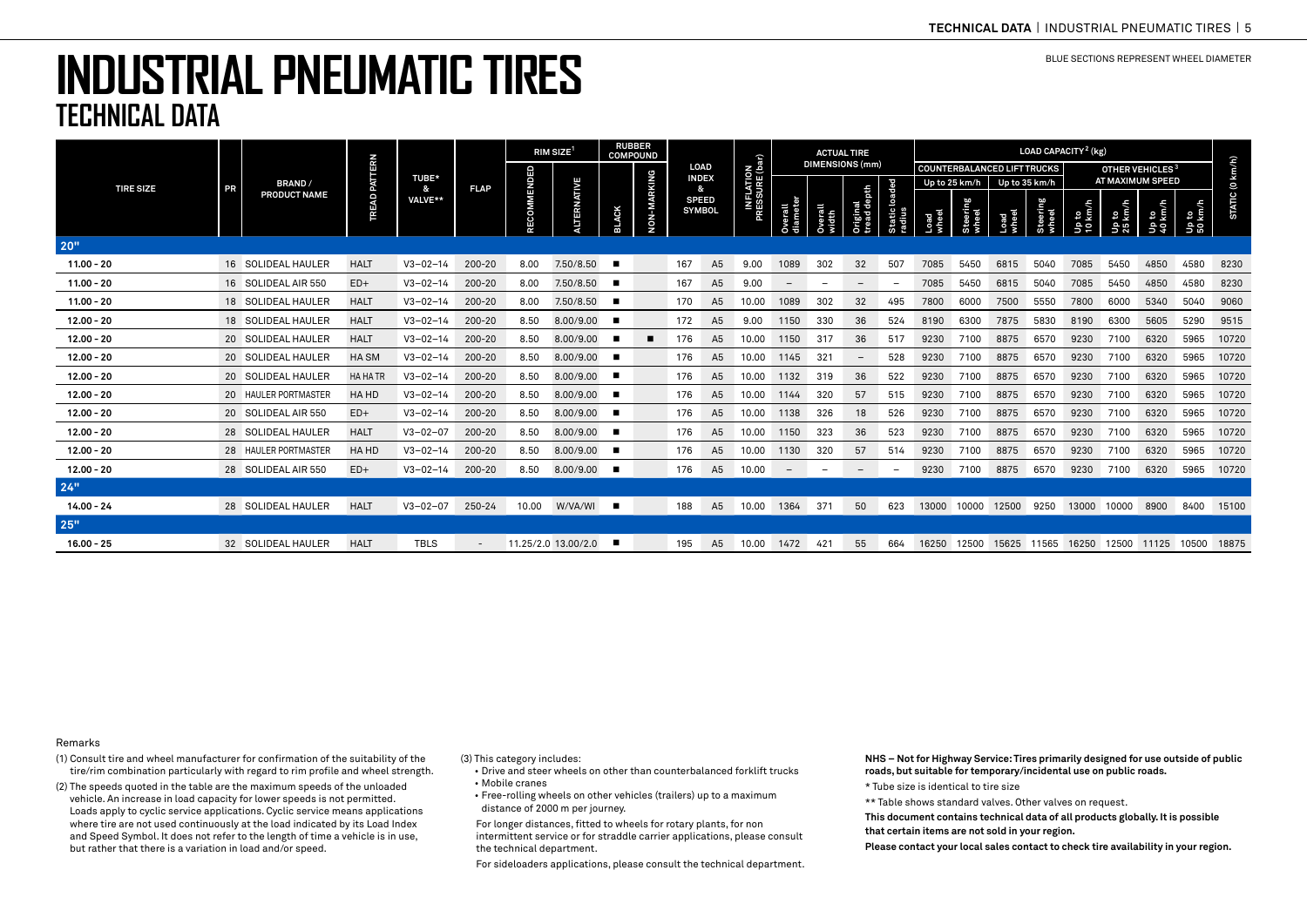BLUE SECTIONS REPRESENT WHEEL DIAMETER

# INDUSTRIAL PNEUMATIC TIRES
## TECHNICAL DATA

| TIRE SIZE | PR | BRAND / PRODUCT NAME | TREAD PATTERN | TUBE* & VALVE** | FLAP | RIM SIZE[1] | | RUBBER COMPOUND | | LOAD INDEX & SPEED SYMBOL | | INFLATION PRESSURE (bar) | ACTUAL TIRE DIMENSIONS (mm) | | | | LOAD CAPACITY[2] (kg) | | | | | | | | STATIC (0 km/h) |
|---|---|---|---|---|---|---|---|---|---|---|---|---|---|---|---|---|---|---|---|---|---|---|---|---|---|
| | | | | | | | | | | | | | | | | | COUNTERBALANCED LIFT TRUCKS | | | | OTHER VEHICLES[3] AT MAXIMUM SPEED | | | | |
| | | | | | | | | | | | | | | | | | Up to 25 km/h | | Up to 35 km/h | | | | | | |
| | | | | | | RECOMMENDED | ALTERNATIVE | BLACK | NON-MARKING | | | | Overall diameter | Overall width | Original tread depth | Static loaded radius | Load wheel | Steering wheel | Load wheel | Steering wheel | Up to 10 km/h | Up to 25 km/h | Up to 40 km/h | Up to 50 km/h | |
| **20"** | | | | | | | | | | | | | | | | | | | | | | | | | |
| 11.00 - 20 | 16 | SOLIDEAL HAULER | HALT | V3–02–14 | 200-20 | 8.00 | 7.50/8.50 | ■ | | 167 | A5 | 9.00 | 1089 | 302 | 32 | 507 | 7085 | 5450 | 6815 | 5040 | 7085 | 5450 | 4850 | 4580 | 8230 |
| 11.00 - 20 | 16 | SOLIDEAL AIR 550 | ED+ | V3–02–14 | 200-20 | 8.00 | 7.50/8.50 | ■ | | 167 | A5 | 9.00 | – | – | – | – | 7085 | 5450 | 6815 | 5040 | 7085 | 5450 | 4850 | 4580 | 8230 |
| 11.00 - 20 | 18 | SOLIDEAL HAULER | HALT | V3–02–14 | 200-20 | 8.00 | 7.50/8.50 | ■ | | 170 | A5 | 10.00 | 1089 | 302 | 32 | 495 | 7800 | 6000 | 7500 | 5550 | 7800 | 6000 | 5340 | 5040 | 9060 |
| 12.00 - 20 | 18 | SOLIDEAL HAULER | HALT | V3–02–14 | 200-20 | 8.50 | 8.00/9.00 | ■ | | 172 | A5 | 9.00 | 1150 | 330 | 36 | 524 | 8190 | 6300 | 7875 | 5830 | 8190 | 6300 | 5605 | 5290 | 9515 |
| 12.00 - 20 | 20 | SOLIDEAL HAULER | HALT | V3–02–14 | 200-20 | 8.50 | 8.00/9.00 | ■ | ■ | 176 | A5 | 10.00 | 1150 | 317 | 36 | 517 | 9230 | 7100 | 8875 | 6570 | 9230 | 7100 | 6320 | 5965 | 10720 |
| 12.00 - 20 | 20 | SOLIDEAL HAULER | HA SM | V3–02–14 | 200-20 | 8.50 | 8.00/9.00 | ■ | | 176 | A5 | 10.00 | 1145 | 321 | – | 528 | 9230 | 7100 | 8875 | 6570 | 9230 | 7100 | 6320 | 5965 | 10720 |
| 12.00 - 20 | 20 | SOLIDEAL HAULER | HA HA TR | V3–02–14 | 200-20 | 8.50 | 8.00/9.00 | ■ | | 176 | A5 | 10.00 | 1132 | 319 | 36 | 522 | 9230 | 7100 | 8875 | 6570 | 9230 | 7100 | 6320 | 5965 | 10720 |
| 12.00 - 20 | 20 | HAULER PORTMASTER | HA HD | V3–02–14 | 200-20 | 8.50 | 8.00/9.00 | ■ | | 176 | A5 | 10.00 | 1144 | 320 | 57 | 515 | 9230 | 7100 | 8875 | 6570 | 9230 | 7100 | 6320 | 5965 | 10720 |
| 12.00 - 20 | 20 | SOLIDEAL AIR 550 | ED+ | V3–02–14 | 200-20 | 8.50 | 8.00/9.00 | ■ | | 176 | A5 | 10.00 | 1138 | 326 | 18 | 526 | 9230 | 7100 | 8875 | 6570 | 9230 | 7100 | 6320 | 5965 | 10720 |
| 12.00 - 20 | 28 | SOLIDEAL HAULER | HALT | V3–02–07 | 200-20 | 8.50 | 8.00/9.00 | ■ | | 176 | A5 | 10.00 | 1150 | 323 | 36 | 523 | 9230 | 7100 | 8875 | 6570 | 9230 | 7100 | 6320 | 5965 | 10720 |
| 12.00 - 20 | 28 | HAULER PORTMASTER | HA HD | V3–02–14 | 200-20 | 8.50 | 8.00/9.00 | ■ | | 176 | A5 | 10.00 | 1130 | 320 | 57 | 514 | 9230 | 7100 | 8875 | 6570 | 9230 | 7100 | 6320 | 5965 | 10720 |
| 12.00 - 20 | 28 | SOLIDEAL AIR 550 | ED+ | V3–02–14 | 200-20 | 8.50 | 8.00/9.00 | ■ | | 176 | A5 | 10.00 | – | – | – | – | 9230 | 7100 | 8875 | 6570 | 9230 | 7100 | 6320 | 5965 | 10720 |
| **24"** | | | | | | | | | | | | | | | | | | | | | | | | | |
| 14.00 - 24 | 28 | SOLIDEAL HAULER | HALT | V3–02–07 | 250-24 | 10.00 | W/VA/WI | ■ | | 188 | A5 | 10.00 | 1364 | 371 | 50 | 623 | 13000 | 10000 | 12500 | 9250 | 13000 | 10000 | 8900 | 8400 | 15100 |
| **25"** | | | | | | | | | | | | | | | | | | | | | | | | | |
| 16.00 - 25 | 32 | SOLIDEAL HAULER | HALT | TBLS | - | 11.25/2.0 | 13.00/2.0 | ■ | | 195 | A5 | 10.00 | 1472 | 421 | 55 | 664 | 16250 | 12500 | 15625 | 11565 | 16250 | 12500 | 11125 | 10500 | 18875 |

Remarks

(1) Consult tire and wheel manufacturer for confirmation of the suitability of the tire/rim combination particularly with regard to rim profile and wheel strength.

(2) The speeds quoted in the table are the maximum speeds of the unloaded vehicle. An increase in load capacity for lower speeds is not permitted. Loads apply to cyclic service applications. Cyclic service means applications where tire are not used continuously at the load indicated by its Load Index and Speed Symbol. It does not refer to the length of time a vehicle is in use, but rather that there is a variation in load and/or speed.

(3) This category includes:
- Drive and steer wheels on other than counterbalanced forklift trucks
- Mobile cranes
- Free-rolling wheels on other vehicles (trailers) up to a maximum distance of 2000 m per journey.

For longer distances, fitted to wheels for rotary plants, for non intermittent service or for straddle carrier applications, please consult the technical department.

For sideloaders applications, please consult the technical department.

**NHS – Not for Highway Service: Tires primarily designed for use outside of public roads, but suitable for temporary/incidental use on public roads.**

* Tube size is identical to tire size

** Table shows standard valves. Other valves on request.

**This document contains technical data of all products globally. It is possible that certain items are not sold in your region.**

**Please contact your local sales contact to check tire availability in your region.**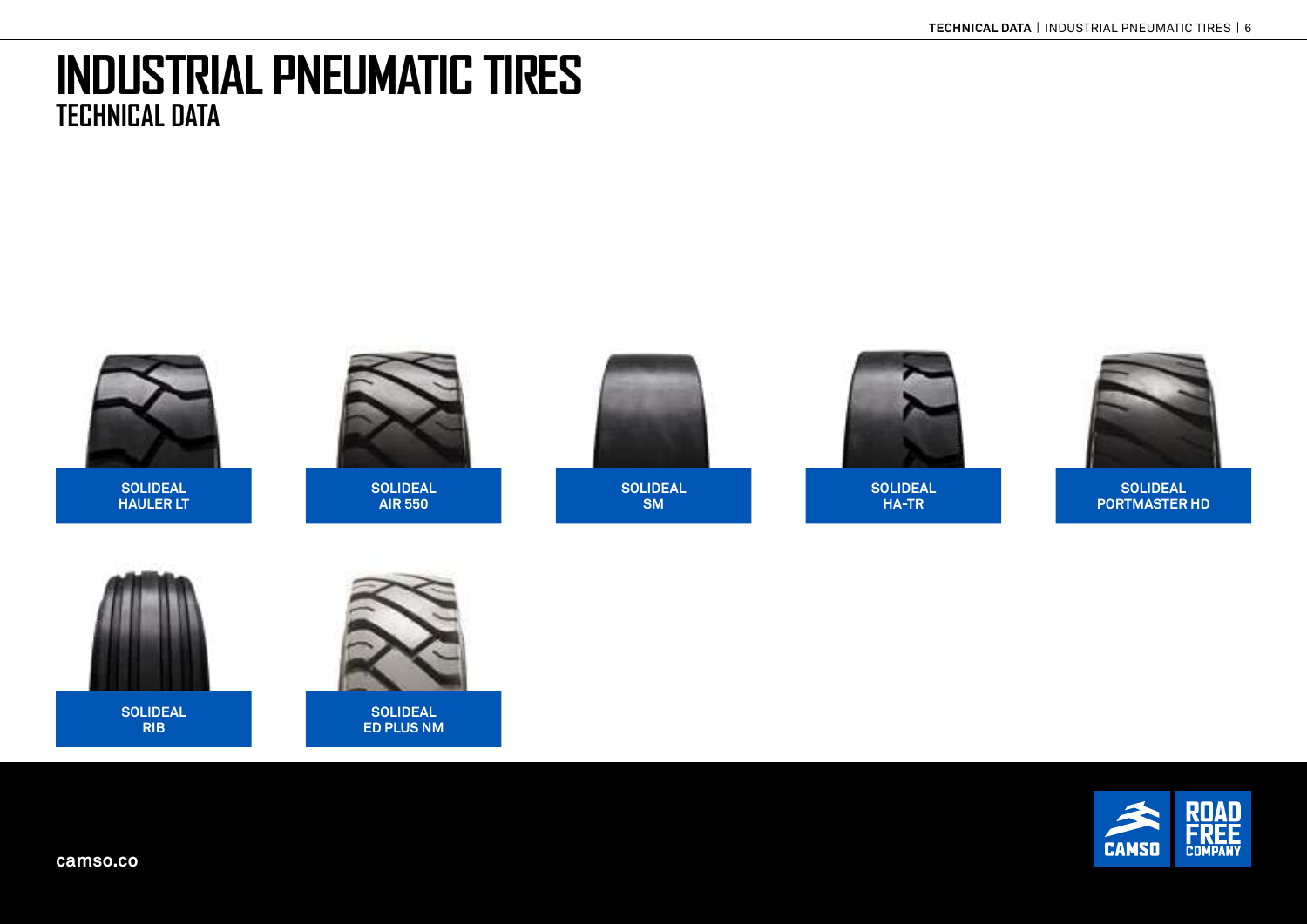# INDUSTRIAL PNEUMATIC TIRES
## TECHNICAL DATA

**SOLIDEAL HAULER LT**

**SOLIDEAL AIR 550**

**SOLIDEAL SM**

**SOLIDEAL HA-TR**

**SOLIDEAL PORTMASTER HD**

**SOLIDEAL RIB**

**SOLIDEAL ED PLUS NM**

camso.co

CAMSO ROAD FREE COMPANY